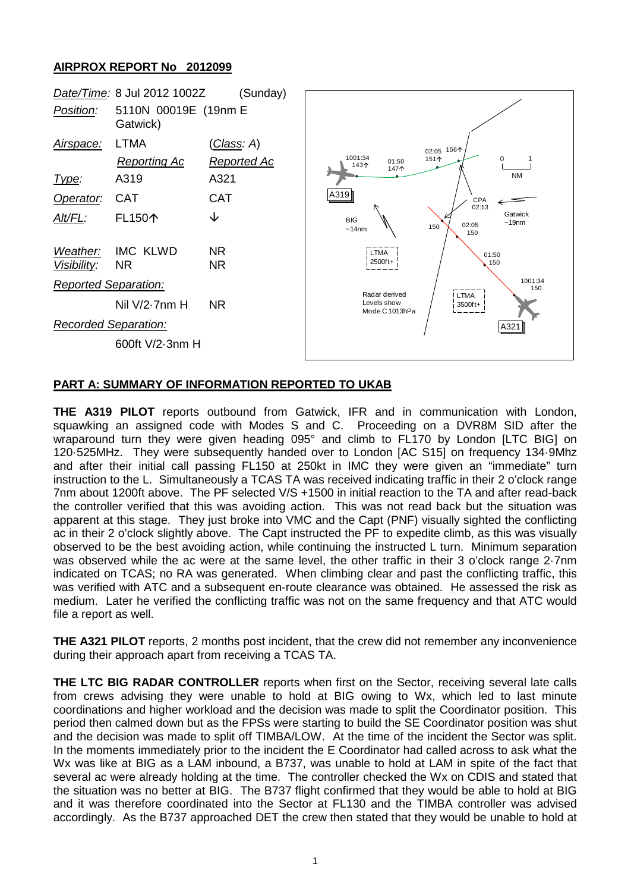# AIRPROX REPORT No 2012099

| | | |
|---|---|---|
| *Date/Time:* | 8 Jul 2012 1002Z | (Sunday) |
| *Position:* | 5110N 00019E (19nm E Gatwick) | |
| *Airspace:* | LTMA | (*Class*: A) |
| | *Reporting Ac* | *Reported Ac* |
| *Type:* | A319 | A321 |
| *Operator:* | CAT | CAT |
| *Alt/FL:* | FL150↑ | ↓ |
| *Weather:* | IMC KLWD | NR |
| *Visibility:* | NR | NR |
| *Reported Separation:* | | |
| | Nil V/2·7nm H | NR |
| *Recorded Separation:* | | |
| | 600ft V/2·3nm H | |

## PART A: SUMMARY OF INFORMATION REPORTED TO UKAB

**THE A319 PILOT** reports outbound from Gatwick, IFR and in communication with London, squawking an assigned code with Modes S and C. Proceeding on a DVR8M SID after the wraparound turn they were given heading 095° and climb to FL170 by London [LTC BIG] on 120·525MHz. They were subsequently handed over to London [AC S15] on frequency 134·9Mhz and after their initial call passing FL150 at 250kt in IMC they were given an "immediate" turn instruction to the L. Simultaneously a TCAS TA was received indicating traffic in their 2 o'clock range 7nm about 1200ft above. The PF selected V/S +1500 in initial reaction to the TA and after read-back the controller verified that this was avoiding action. This was not read back but the situation was apparent at this stage. They just broke into VMC and the Capt (PNF) visually sighted the conflicting ac in their 2 o'clock slightly above. The Capt instructed the PF to expedite climb, as this was visually observed to be the best avoiding action, while continuing the instructed L turn. Minimum separation was observed while the ac were at the same level, the other traffic in their 3 o'clock range 2·7nm indicated on TCAS; no RA was generated. When climbing clear and past the conflicting traffic, this was verified with ATC and a subsequent en-route clearance was obtained. He assessed the risk as medium. Later he verified the conflicting traffic was not on the same frequency and that ATC would file a report as well.

**THE A321 PILOT** reports, 2 months post incident, that the crew did not remember any inconvenience during their approach apart from receiving a TCAS TA.

**THE LTC BIG RADAR CONTROLLER** reports when first on the Sector, receiving several late calls from crews advising they were unable to hold at BIG owing to Wx, which led to last minute coordinations and higher workload and the decision was made to split the Coordinator position. This period then calmed down but as the FPSs were starting to build the SE Coordinator position was shut and the decision was made to split off TIMBA/LOW. At the time of the incident the Sector was split. In the moments immediately prior to the incident the E Coordinator had called across to ask what the Wx was like at BIG as a LAM inbound, a B737, was unable to hold at LAM in spite of the fact that several ac were already holding at the time. The controller checked the Wx on CDIS and stated that the situation was no better at BIG. The B737 flight confirmed that they would be able to hold at BIG and it was therefore coordinated into the Sector at FL130 and the TIMBA controller was advised accordingly. As the B737 approached DET the crew then stated that they would be unable to hold at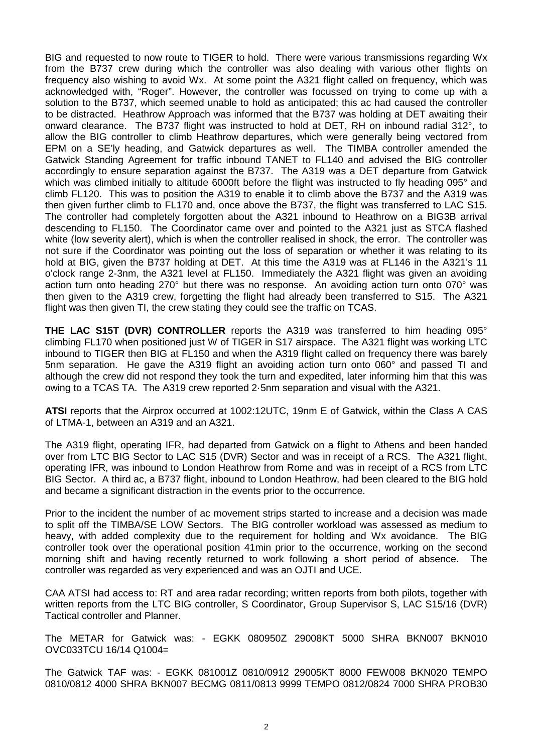BIG and requested to now route to TIGER to hold. There were various transmissions regarding Wx from the B737 crew during which the controller was also dealing with various other flights on frequency also wishing to avoid Wx. At some point the A321 flight called on frequency, which was acknowledged with, "Roger". However, the controller was focussed on trying to come up with a solution to the B737, which seemed unable to hold as anticipated; this ac had caused the controller to be distracted. Heathrow Approach was informed that the B737 was holding at DET awaiting their onward clearance. The B737 flight was instructed to hold at DET, RH on inbound radial 312°, to allow the BIG controller to climb Heathrow departures, which were generally being vectored from EPM on a SE'ly heading, and Gatwick departures as well. The TIMBA controller amended the Gatwick Standing Agreement for traffic inbound TANET to FL140 and advised the BIG controller accordingly to ensure separation against the B737. The A319 was a DET departure from Gatwick which was climbed initially to altitude 6000ft before the flight was instructed to fly heading 095° and climb FL120. This was to position the A319 to enable it to climb above the B737 and the A319 was then given further climb to FL170 and, once above the B737, the flight was transferred to LAC S15. The controller had completely forgotten about the A321 inbound to Heathrow on a BIG3B arrival descending to FL150. The Coordinator came over and pointed to the A321 just as STCA flashed white (low severity alert), which is when the controller realised in shock, the error. The controller was not sure if the Coordinator was pointing out the loss of separation or whether it was relating to its hold at BIG, given the B737 holding at DET. At this time the A319 was at FL146 in the A321's 11 o'clock range 2-3nm, the A321 level at FL150. Immediately the A321 flight was given an avoiding action turn onto heading 270° but there was no response. An avoiding action turn onto 070° was then given to the A319 crew, forgetting the flight had already been transferred to S15. The A321 flight was then given TI, the crew stating they could see the traffic on TCAS.

**THE LAC S15T (DVR) CONTROLLER** reports the A319 was transferred to him heading 095° climbing FL170 when positioned just W of TIGER in S17 airspace. The A321 flight was working LTC inbound to TIGER then BIG at FL150 and when the A319 flight called on frequency there was barely 5nm separation. He gave the A319 flight an avoiding action turn onto 060° and passed TI and although the crew did not respond they took the turn and expedited, later informing him that this was owing to a TCAS TA. The A319 crew reported 2·5nm separation and visual with the A321.

**ATSI** reports that the Airprox occurred at 1002:12UTC, 19nm E of Gatwick, within the Class A CAS of LTMA-1, between an A319 and an A321.

The A319 flight, operating IFR, had departed from Gatwick on a flight to Athens and been handed over from LTC BIG Sector to LAC S15 (DVR) Sector and was in receipt of a RCS. The A321 flight, operating IFR, was inbound to London Heathrow from Rome and was in receipt of a RCS from LTC BIG Sector. A third ac, a B737 flight, inbound to London Heathrow, had been cleared to the BIG hold and became a significant distraction in the events prior to the occurrence.

Prior to the incident the number of ac movement strips started to increase and a decision was made to split off the TIMBA/SE LOW Sectors. The BIG controller workload was assessed as medium to heavy, with added complexity due to the requirement for holding and Wx avoidance. The BIG controller took over the operational position 41min prior to the occurrence, working on the second morning shift and having recently returned to work following a short period of absence. The controller was regarded as very experienced and was an OJTI and UCE.

CAA ATSI had access to: RT and area radar recording; written reports from both pilots, together with written reports from the LTC BIG controller, S Coordinator, Group Supervisor S, LAC S15/16 (DVR) Tactical controller and Planner.

The METAR for Gatwick was: - EGKK 080950Z 29008KT 5000 SHRA BKN007 BKN010 OVC033TCU 16/14 Q1004=

The Gatwick TAF was: - EGKK 081001Z 0810/0912 29005KT 8000 FEW008 BKN020 TEMPO 0810/0812 4000 SHRA BKN007 BECMG 0811/0813 9999 TEMPO 0812/0824 7000 SHRA PROB30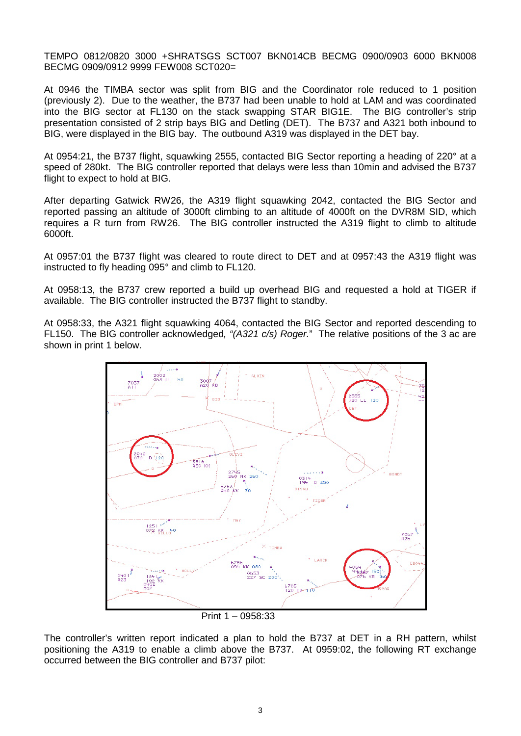TEMPO 0812/0820 3000 +SHRATSGS SCT007 BKN014CB BECMG 0900/0903 6000 BKN008 BECMG 0909/0912 9999 FEW008 SCT020=

At 0946 the TIMBA sector was split from BIG and the Coordinator role reduced to 1 position (previously 2). Due to the weather, the B737 had been unable to hold at LAM and was coordinated into the BIG sector at FL130 on the stack swapping STAR BIG1E. The BIG controller's strip presentation consisted of 2 strip bays BIG and Detling (DET). The B737 and A321 both inbound to BIG, were displayed in the BIG bay. The outbound A319 was displayed in the DET bay.

At 0954:21, the B737 flight, squawking 2555, contacted BIG Sector reporting a heading of 220° at a speed of 280kt. The BIG controller reported that delays were less than 10min and advised the B737 flight to expect to hold at BIG.

After departing Gatwick RW26, the A319 flight squawking 2042, contacted the BIG Sector and reported passing an altitude of 3000ft climbing to an altitude of 4000ft on the DVR8M SID, which requires a R turn from RW26. The BIG controller instructed the A319 flight to climb to altitude 6000ft.

At 0957:01 the B737 flight was cleared to route direct to DET and at 0957:43 the A319 flight was instructed to fly heading 095° and climb to FL120.

At 0958:13, the B737 crew reported a build up overhead BIG and requested a hold at TIGER if available. The BIG controller instructed the B737 flight to standby.

At 0958:33, the A321 flight squawking 4064, contacted the BIG Sector and reported descending to FL150. The BIG controller acknowledged, *"(A321 c/s) Roger."* The relative positions of the 3 ac are shown in print 1 below.

Print 1 – 0958:33

The controller's written report indicated a plan to hold the B737 at DET in a RH pattern, whilst positioning the A319 to enable a climb above the B737. At 0959:02, the following RT exchange occurred between the BIG controller and B737 pilot: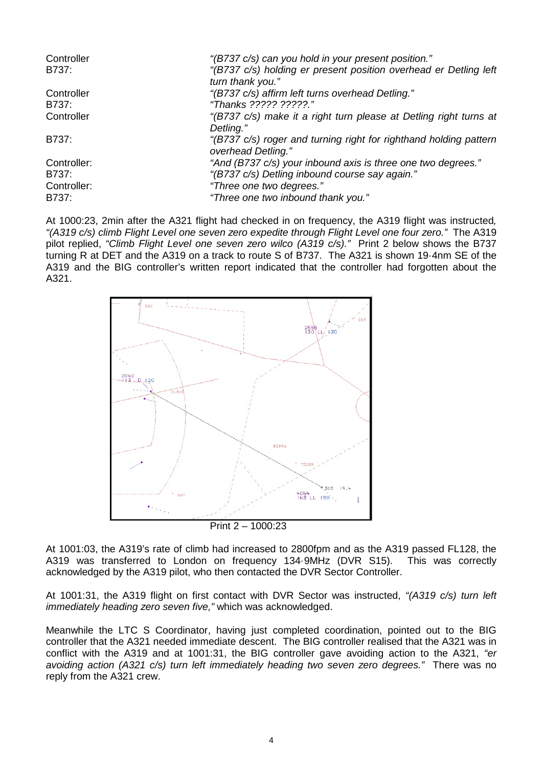| | |
|---|---|
| Controller | *"(B737 c/s) can you hold in your present position."* |
| B737: | *"(B737 c/s) holding er present position overhead er Detling left turn thank you."* |
| Controller | *"(B737 c/s) affirm left turns overhead Detling."* |
| B737: | *"Thanks ????? ?????."* |
| Controller | *"(B737 c/s) make it a right turn please at Detling right turns at Detling."* |
| B737: | *"(B737 c/s) roger and turning right for righthand holding pattern overhead Detling."* |
| Controller: | *"And (B737 c/s) your inbound axis is three one two degrees."* |
| B737: | *"(B737 c/s) Detling inbound course say again."* |
| Controller: | *"Three one two degrees."* |
| B737: | *"Three one two inbound thank you."* |

At 1000:23, 2min after the A321 flight had checked in on frequency, the A319 flight was instructed, *"(A319 c/s) climb Flight Level one seven zero expedite through Flight Level one four zero."* The A319 pilot replied, *"Climb Flight Level one seven zero wilco (A319 c/s)."* Print 2 below shows the B737 turning R at DET and the A319 on a track to route S of B737. The A321 is shown 19·4nm SE of the A319 and the BIG controller's written report indicated that the controller had forgotten about the A321.

Print 2 – 1000:23

At 1001:03, the A319's rate of climb had increased to 2800fpm and as the A319 passed FL128, the A319 was transferred to London on frequency 134·9MHz (DVR S15). This was correctly acknowledged by the A319 pilot, who then contacted the DVR Sector Controller.

At 1001:31, the A319 flight on first contact with DVR Sector was instructed, *"(A319 c/s) turn left immediately heading zero seven five,"* which was acknowledged.

Meanwhile the LTC S Coordinator, having just completed coordination, pointed out to the BIG controller that the A321 needed immediate descent. The BIG controller realised that the A321 was in conflict with the A319 and at 1001:31, the BIG controller gave avoiding action to the A321, *"er avoiding action (A321 c/s) turn left immediately heading two seven zero degrees."* There was no reply from the A321 crew.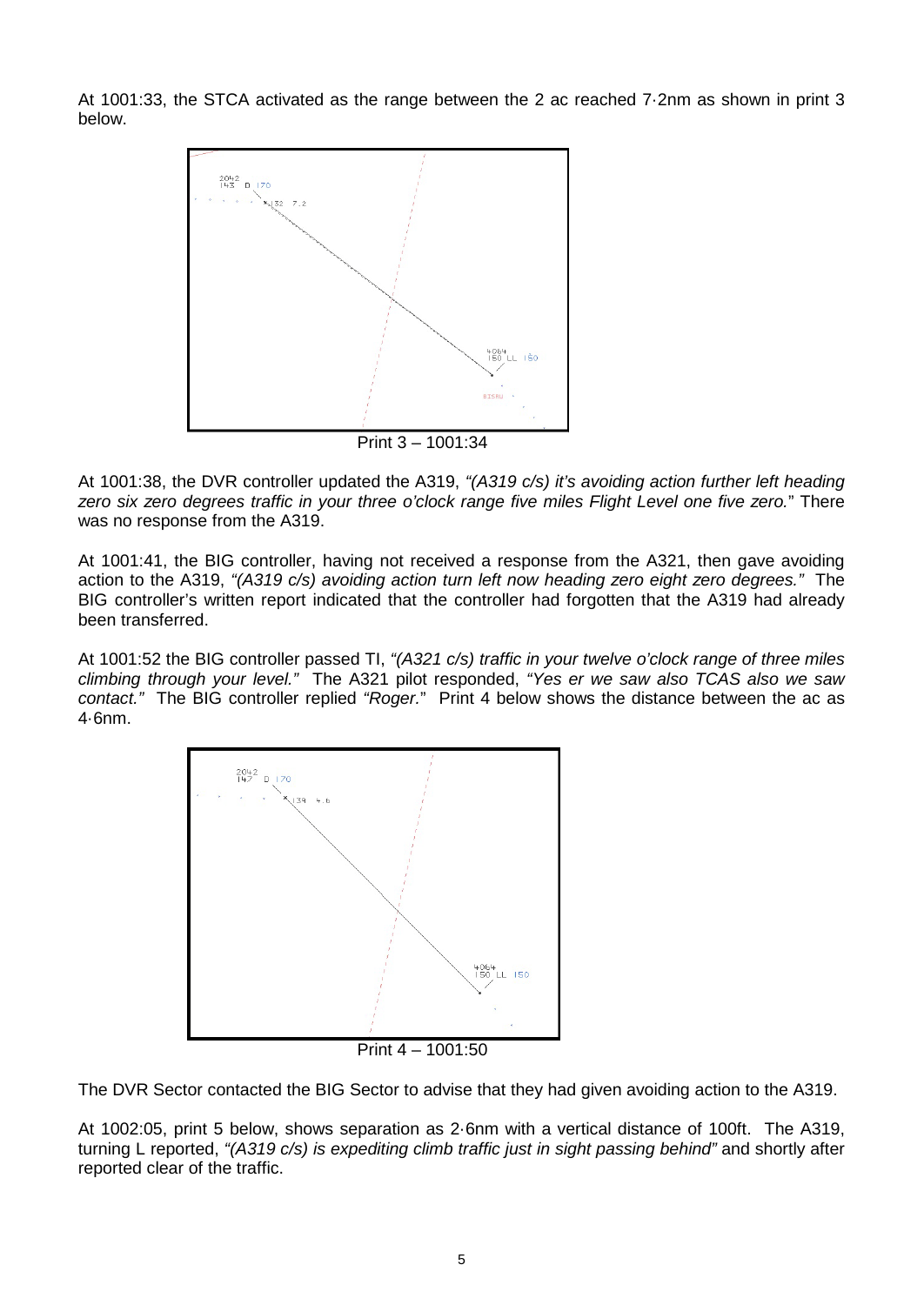At 1001:33, the STCA activated as the range between the 2 ac reached 7·2nm as shown in print 3 below.

Print 3 – 1001:34

At 1001:38, the DVR controller updated the A319, *"(A319 c/s) it's avoiding action further left heading zero six zero degrees traffic in your three o'clock range five miles Flight Level one five zero."* There was no response from the A319.

At 1001:41, the BIG controller, having not received a response from the A321, then gave avoiding action to the A319, *"(A319 c/s) avoiding action turn left now heading zero eight zero degrees."* The BIG controller's written report indicated that the controller had forgotten that the A319 had already been transferred.

At 1001:52 the BIG controller passed TI, *"(A321 c/s) traffic in your twelve o'clock range of three miles climbing through your level."* The A321 pilot responded, *"Yes er we saw also TCAS also we saw contact."* The BIG controller replied *"Roger."* Print 4 below shows the distance between the ac as 4·6nm.

Print 4 – 1001:50

The DVR Sector contacted the BIG Sector to advise that they had given avoiding action to the A319.

At 1002:05, print 5 below, shows separation as 2·6nm with a vertical distance of 100ft. The A319, turning L reported, *"(A319 c/s) is expediting climb traffic just in sight passing behind"* and shortly after reported clear of the traffic.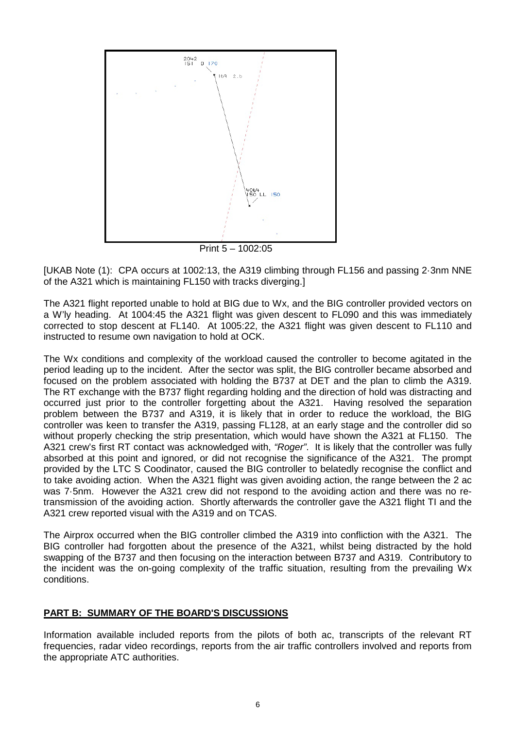Print 5 – 1002:05

[UKAB Note (1): CPA occurs at 1002:13, the A319 climbing through FL156 and passing 2·3nm NNE of the A321 which is maintaining FL150 with tracks diverging.]

The A321 flight reported unable to hold at BIG due to Wx, and the BIG controller provided vectors on a W'ly heading. At 1004:45 the A321 flight was given descent to FL090 and this was immediately corrected to stop descent at FL140. At 1005:22, the A321 flight was given descent to FL110 and instructed to resume own navigation to hold at OCK.

The Wx conditions and complexity of the workload caused the controller to become agitated in the period leading up to the incident. After the sector was split, the BIG controller became absorbed and focused on the problem associated with holding the B737 at DET and the plan to climb the A319. The RT exchange with the B737 flight regarding holding and the direction of hold was distracting and occurred just prior to the controller forgetting about the A321. Having resolved the separation problem between the B737 and A319, it is likely that in order to reduce the workload, the BIG controller was keen to transfer the A319, passing FL128, at an early stage and the controller did so without properly checking the strip presentation, which would have shown the A321 at FL150. The A321 crew's first RT contact was acknowledged with, *"Roger"*. It is likely that the controller was fully absorbed at this point and ignored, or did not recognise the significance of the A321. The prompt provided by the LTC S Coodinator, caused the BIG controller to belatedly recognise the conflict and to take avoiding action. When the A321 flight was given avoiding action, the range between the 2 ac was 7·5nm. However the A321 crew did not respond to the avoiding action and there was no re-transmission of the avoiding action. Shortly afterwards the controller gave the A321 flight TI and the A321 crew reported visual with the A319 and on TCAS.

The Airprox occurred when the BIG controller climbed the A319 into confliction with the A321. The BIG controller had forgotten about the presence of the A321, whilst being distracted by the hold swapping of the B737 and then focusing on the interaction between B737 and A319. Contributory to the incident was the on-going complexity of the traffic situation, resulting from the prevailing Wx conditions.

## PART B: SUMMARY OF THE BOARD'S DISCUSSIONS

Information available included reports from the pilots of both ac, transcripts of the relevant RT frequencies, radar video recordings, reports from the air traffic controllers involved and reports from the appropriate ATC authorities.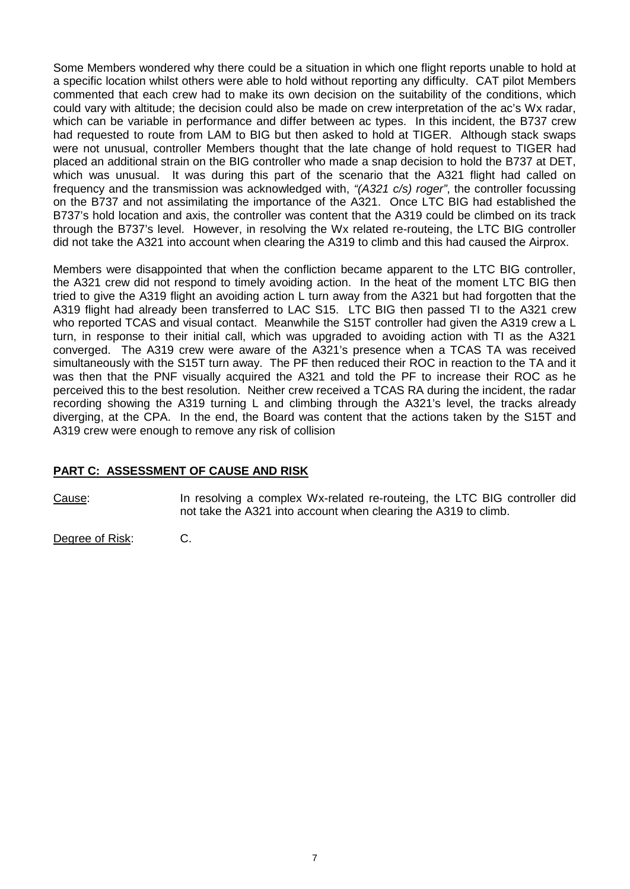Some Members wondered why there could be a situation in which one flight reports unable to hold at a specific location whilst others were able to hold without reporting any difficulty. CAT pilot Members commented that each crew had to make its own decision on the suitability of the conditions, which could vary with altitude; the decision could also be made on crew interpretation of the ac's Wx radar, which can be variable in performance and differ between ac types. In this incident, the B737 crew had requested to route from LAM to BIG but then asked to hold at TIGER. Although stack swaps were not unusual, controller Members thought that the late change of hold request to TIGER had placed an additional strain on the BIG controller who made a snap decision to hold the B737 at DET, which was unusual. It was during this part of the scenario that the A321 flight had called on frequency and the transmission was acknowledged with, *"(A321 c/s) roger"*, the controller focussing on the B737 and not assimilating the importance of the A321. Once LTC BIG had established the B737's hold location and axis, the controller was content that the A319 could be climbed on its track through the B737's level. However, in resolving the Wx related re-routeing, the LTC BIG controller did not take the A321 into account when clearing the A319 to climb and this had caused the Airprox.

Members were disappointed that when the confliction became apparent to the LTC BIG controller, the A321 crew did not respond to timely avoiding action. In the heat of the moment LTC BIG then tried to give the A319 flight an avoiding action L turn away from the A321 but had forgotten that the A319 flight had already been transferred to LAC S15. LTC BIG then passed TI to the A321 crew who reported TCAS and visual contact. Meanwhile the S15T controller had given the A319 crew a L turn, in response to their initial call, which was upgraded to avoiding action with TI as the A321 converged. The A319 crew were aware of the A321's presence when a TCAS TA was received simultaneously with the S15T turn away. The PF then reduced their ROC in reaction to the TA and it was then that the PNF visually acquired the A321 and told the PF to increase their ROC as he perceived this to the best resolution. Neither crew received a TCAS RA during the incident, the radar recording showing the A319 turning L and climbing through the A321's level, the tracks already diverging, at the CPA. In the end, the Board was content that the actions taken by the S15T and A319 crew were enough to remove any risk of collision

## PART C: ASSESSMENT OF CAUSE AND RISK

Cause: In resolving a complex Wx-related re-routeing, the LTC BIG controller did not take the A321 into account when clearing the A319 to climb.

Degree of Risk: C.